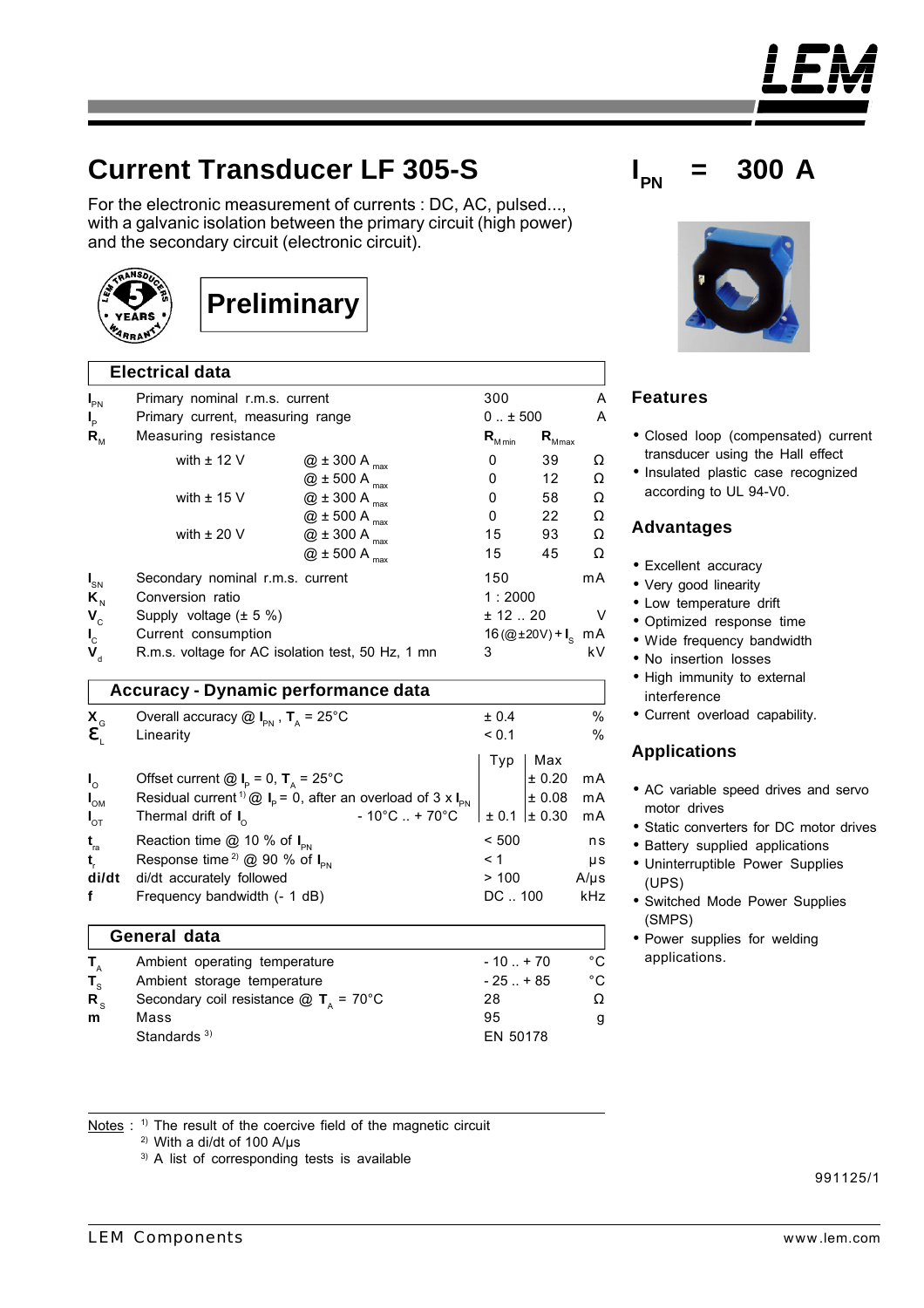# Current Transducer LF 305-S

$I_{PN}$ = 300 A

For the electronic measurement of currents : DC, AC, pulsed..., with a galvanic isolation between the primary circuit (high power) and the secondary circuit (electronic circuit).

**Preliminary**

## Electrical data

| Symbol | Parameter | | Value | | Unit |
|---|---|---|---|---|---|
| $I_{PN}$ | Primary nominal r.m.s. current | | 300 | | A |
| $I_P$ | Primary current, measuring range | | 0 .. ± 500 | | A |
| $R_M$ | Measuring resistance | | $R_{M\,min}$ | $R_{M\,max}$ | |
| | with ± 12 V | @ ± 300 A $_{max}$ | 0 | 39 | Ω |
| | | @ ± 500 A $_{max}$ | 0 | 12 | Ω |
| | with ± 15 V | @ ± 300 A $_{max}$ | 0 | 58 | Ω |
| | | @ ± 500 A $_{max}$ | 0 | 22 | Ω |
| | with ± 20 V | @ ± 300 A $_{max}$ | 15 | 93 | Ω |
| | | @ ± 500 A $_{max}$ | 15 | 45 | Ω |
| $I_{SN}$ | Secondary nominal r.m.s. current | | 150 | | mA |
| $K_N$ | Conversion ratio | | 1 : 2000 | | |
| $V_C$ | Supply voltage (± 5 %) | | ± 12 .. 20 | | V |
| $I_C$ | Current consumption | | 16 (@±20V) + $I_S$ | | mA |
| $V_d$ | R.m.s. voltage for AC isolation test, 50 Hz, 1 mn | | 3 | | kV |

## Accuracy - Dynamic performance data

| Symbol | Parameter | Typ | Max | Unit |
|---|---|---|---|---|
| $X_G$ | Overall accuracy @ $I_{PN}$ , $T_A$ = 25°C | ± 0.4 | | % |
| $\varepsilon_L$ | Linearity | < 0.1 | | % |
| $I_O$ | Offset current @ $I_P$ = 0, $T_A$ = 25°C | | ± 0.20 | mA |
| $I_{OM}$ | Residual current [1] @ $I_P$ = 0, after an overload of 3 x $I_{PN}$ | | ± 0.08 | mA |
| $I_{OT}$ | Thermal drift of $I_O$ - 10°C .. + 70°C | ± 0.1 | ± 0.30 | mA |
| $t_{ra}$ | Reaction time @ 10 % of $I_{PN}$ | < 500 | | ns |
| $t_r$ | Response time [2] @ 90 % of $I_{PN}$ | < 1 | | µs |
| di/dt | di/dt accurately followed | > 100 | | A/µs |
| f | Frequency bandwidth (- 1 dB) | DC .. 100 | | kHz |

## General data

| Symbol | Parameter | Value | Unit |
|---|---|---|---|
| $T_A$ | Ambient operating temperature | - 10 .. + 70 | °C |
| $T_S$ | Ambient storage temperature | - 25 .. + 85 | °C |
| $R_S$ | Secondary coil resistance @ $T_A$ = 70°C | 28 | Ω |
| m | Mass | 95 | g |
| | Standards [3] | EN 50178 | |

Notes : [1] The result of the coercive field of the magnetic circuit
[2] With a di/dt of 100 A/µs
[3] A list of corresponding tests is available

## Features

- Closed loop (compensated) current transducer using the Hall effect
- Insulated plastic case recognized according to UL 94-V0.

## Advantages

- Excellent accuracy
- Very good linearity
- Low temperature drift
- Optimized response time
- Wide frequency bandwidth
- No insertion losses
- High immunity to external interference
- Current overload capability.

## Applications

- AC variable speed drives and servo motor drives
- Static converters for DC motor drives
- Battery supplied applications
- Uninterruptible Power Supplies (UPS)
- Switched Mode Power Supplies (SMPS)
- Power supplies for welding applications.

991125/1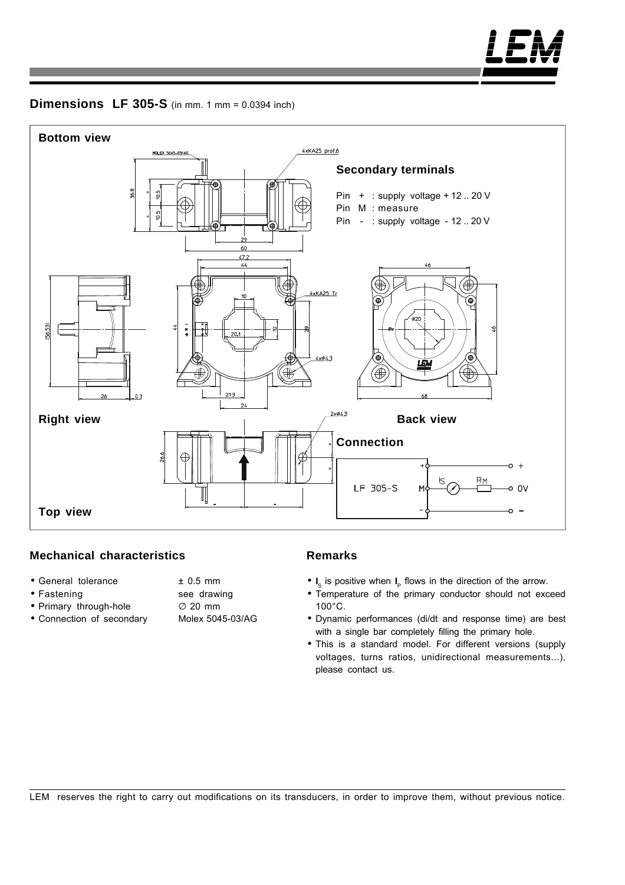## Dimensions LF 305-S (in mm. 1 mm = 0.0394 inch)

Bottom view

MOLEX 5045-03/AG

4xKA25 prof.6

36.8

10.5

10.5

29

60

47.2

44

10

4xKA25 Tr

44

20.1

10

29

4xØ4.3

21.3

24

(56.53)

26

0.3

46

Ø20

Pr

46

68

2xØ4.3

26.6

### Secondary terminals

Pin + : supply voltage + 12 .. 20 V
Pin M : measure
Pin - : supply voltage - 12 .. 20 V

Right view

Back view

### Connection

LF 305-S

+

M

-

IS

RM

+

0V

–

Top view

## Mechanical characteristics

- General tolerance ± 0.5 mm
- Fastening see drawing
- Primary through-hole ∅ 20 mm
- Connection of secondary Molex 5045-03/AG

## Remarks

- $I_S$ is positive when $I_P$ flows in the direction of the arrow.
- Temperature of the primary conductor should not exceed 100°C.
- Dynamic performances (di/dt and response time) are best with a single bar completely filling the primary hole.
- This is a standard model. For different versions (supply voltages, turns ratios, unidirectional measurements...), please contact us.

LEM reserves the right to carry out modifications on its transducers, in order to improve them, without previous notice.